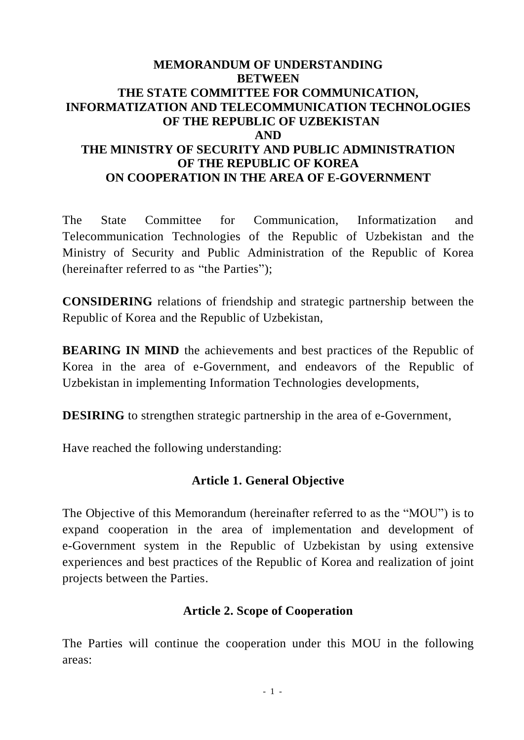# MEMORANDUM OF UNDERSTANDING
# BETWEEN
# THE STATE COMMITTEE FOR COMMUNICATION, INFORMATIZATION AND TELECOMMUNICATION TECHNOLOGIES OF THE REPUBLIC OF UZBEKISTAN
# AND
# THE MINISTRY OF SECURITY AND PUBLIC ADMINISTRATION OF THE REPUBLIC OF KOREA
# ON COOPERATION IN THE AREA OF E-GOVERNMENT

The State Committee for Communication, Informatization and Telecommunication Technologies of the Republic of Uzbekistan and the Ministry of Security and Public Administration of the Republic of Korea (hereinafter referred to as "the Parties");

**CONSIDERING** relations of friendship and strategic partnership between the Republic of Korea and the Republic of Uzbekistan,

**BEARING IN MIND** the achievements and best practices of the Republic of Korea in the area of e-Government, and endeavors of the Republic of Uzbekistan in implementing Information Technologies developments,

**DESIRING** to strengthen strategic partnership in the area of e-Government,

Have reached the following understanding:

## Article 1. General Objective

The Objective of this Memorandum (hereinafter referred to as the "MOU") is to expand cooperation in the area of implementation and development of e-Government system in the Republic of Uzbekistan by using extensive experiences and best practices of the Republic of Korea and realization of joint projects between the Parties.

## Article 2. Scope of Cooperation

The Parties will continue the cooperation under this MOU in the following areas: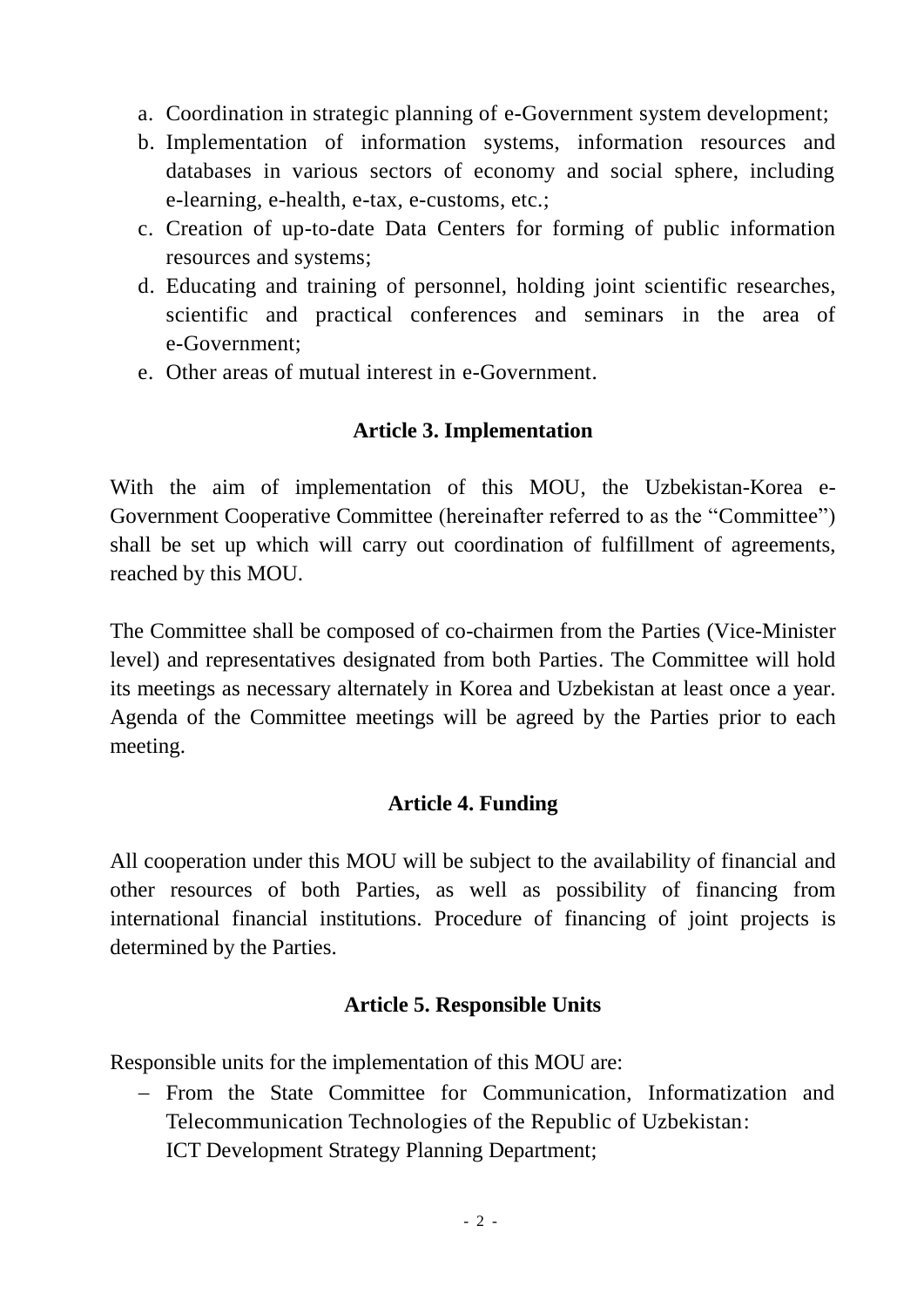a. Coordination in strategic planning of e-Government system development;
b. Implementation of information systems, information resources and databases in various sectors of economy and social sphere, including e-learning, e-health, e-tax, e-customs, etc.;
c. Creation of up-to-date Data Centers for forming of public information resources and systems;
d. Educating and training of personnel, holding joint scientific researches, scientific and practical conferences and seminars in the area of e-Government;
e. Other areas of mutual interest in e-Government.

### Article 3. Implementation

With the aim of implementation of this MOU, the Uzbekistan-Korea e-Government Cooperative Committee (hereinafter referred to as the "Committee") shall be set up which will carry out coordination of fulfillment of agreements, reached by this MOU.

The Committee shall be composed of co-chairmen from the Parties (Vice-Minister level) and representatives designated from both Parties. The Committee will hold its meetings as necessary alternately in Korea and Uzbekistan at least once a year. Agenda of the Committee meetings will be agreed by the Parties prior to each meeting.

### Article 4. Funding

All cooperation under this MOU will be subject to the availability of financial and other resources of both Parties, as well as possibility of financing from international financial institutions. Procedure of financing of joint projects is determined by the Parties.

### Article 5. Responsible Units

Responsible units for the implementation of this MOU are:

- From the State Committee for Communication, Informatization and Telecommunication Technologies of the Republic of Uzbekistan:
  ICT Development Strategy Planning Department;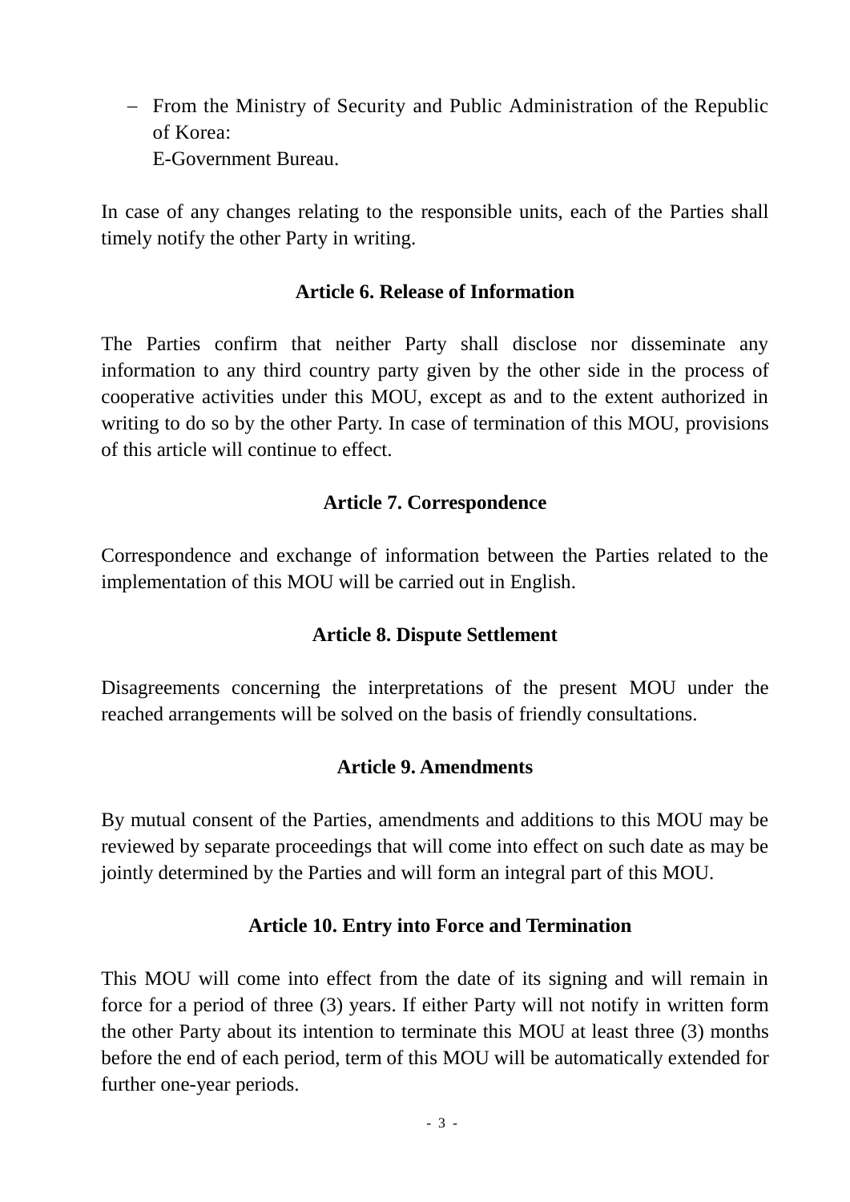- From the Ministry of Security and Public Administration of the Republic of Korea:
  E-Government Bureau.

In case of any changes relating to the responsible units, each of the Parties shall timely notify the other Party in writing.

**Article 6. Release of Information**

The Parties confirm that neither Party shall disclose nor disseminate any information to any third country party given by the other side in the process of cooperative activities under this MOU, except as and to the extent authorized in writing to do so by the other Party. In case of termination of this MOU, provisions of this article will continue to effect.

**Article 7. Correspondence**

Correspondence and exchange of information between the Parties related to the implementation of this MOU will be carried out in English.

**Article 8. Dispute Settlement**

Disagreements concerning the interpretations of the present MOU under the reached arrangements will be solved on the basis of friendly consultations.

**Article 9. Amendments**

By mutual consent of the Parties, amendments and additions to this MOU may be reviewed by separate proceedings that will come into effect on such date as may be jointly determined by the Parties and will form an integral part of this MOU.

**Article 10. Entry into Force and Termination**

This MOU will come into effect from the date of its signing and will remain in force for a period of three (3) years. If either Party will not notify in written form the other Party about its intention to terminate this MOU at least three (3) months before the end of each period, term of this MOU will be automatically extended for further one-year periods.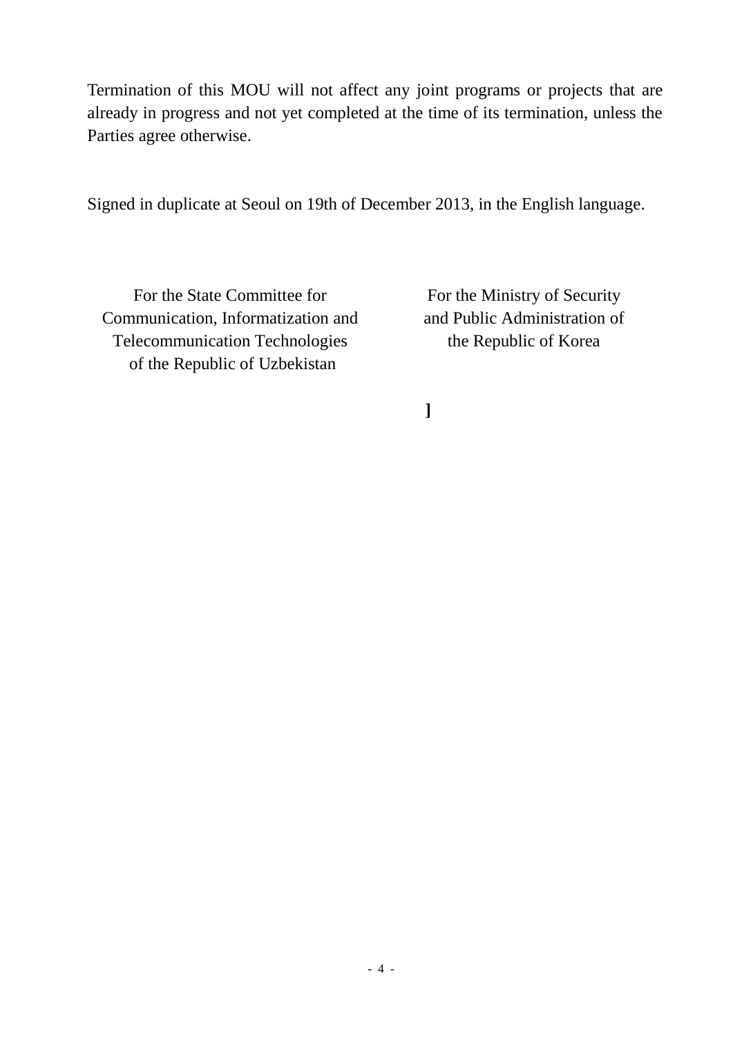Termination of this MOU will not affect any joint programs or projects that are already in progress and not yet completed at the time of its termination, unless the Parties agree otherwise.

Signed in duplicate at Seoul on 19th of December 2013, in the English language.

For the State Committee for Communication, Informatization and Telecommunication Technologies of the Republic of Uzbekistan

For the Ministry of Security and Public Administration of the Republic of Korea

]